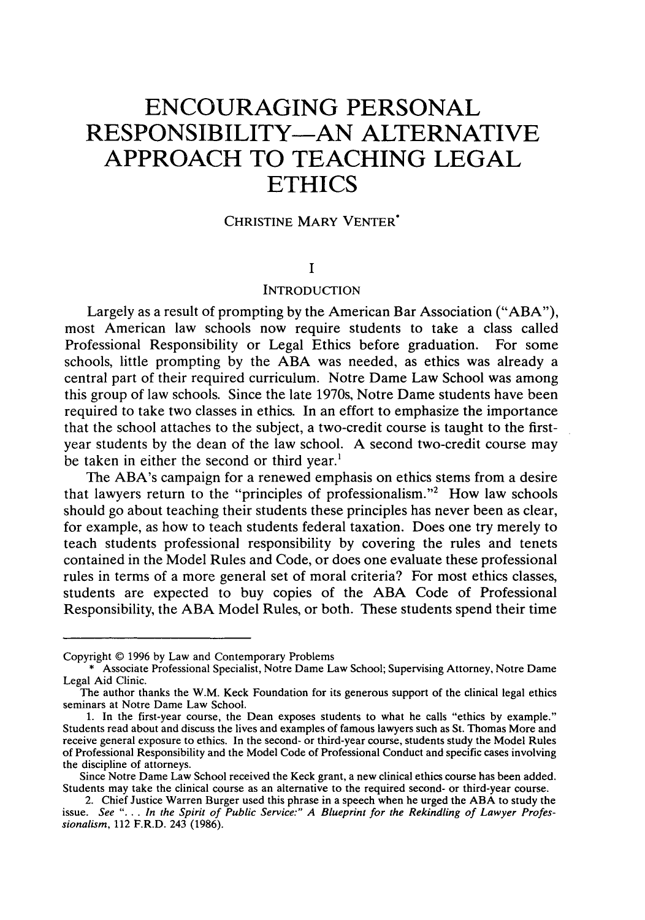# ENCOURAGING PERSONAL RESPONSIBILITY—AN ALTERNATIVE APPROACH TO TEACHING LEGAL ETHICS

CHRISTINE MARY VENTER*

## I

## INTRODUCTION

Largely as a result of prompting by the American Bar Association ("ABA"), most American law schools now require students to take a class called Professional Responsibility or Legal Ethics before graduation. For some schools, little prompting by the ABA was needed, as ethics was already a central part of their required curriculum. Notre Dame Law School was among this group of law schools. Since the late 1970s, Notre Dame students have been required to take two classes in ethics. In an effort to emphasize the importance that the school attaches to the subject, a two-credit course is taught to the first-year students by the dean of the law school. A second two-credit course may be taken in either the second or third year.[1]

The ABA's campaign for a renewed emphasis on ethics stems from a desire that lawyers return to the "principles of professionalism."[2] How law schools should go about teaching their students these principles has never been as clear, for example, as how to teach students federal taxation. Does one try merely to teach students professional responsibility by covering the rules and tenets contained in the Model Rules and Code, or does one evaluate these professional rules in terms of a more general set of moral criteria? For most ethics classes, students are expected to buy copies of the ABA Code of Professional Responsibility, the ABA Model Rules, or both. These students spend their time

---

Copyright © 1996 by Law and Contemporary Problems

\* Associate Professional Specialist, Notre Dame Law School; Supervising Attorney, Notre Dame Legal Aid Clinic.

The author thanks the W.M. Keck Foundation for its generous support of the clinical legal ethics seminars at Notre Dame Law School.

1. In the first-year course, the Dean exposes students to what he calls "ethics by example." Students read about and discuss the lives and examples of famous lawyers such as St. Thomas More and receive general exposure to ethics. In the second- or third-year course, students study the Model Rules of Professional Responsibility and the Model Code of Professional Conduct and specific cases involving the discipline of attorneys.

Since Notre Dame Law School received the Keck grant, a new clinical ethics course has been added. Students may take the clinical course as an alternative to the required second- or third-year course.

2. Chief Justice Warren Burger used this phrase in a speech when he urged the ABA to study the issue. *See* ". . . *In the Spirit of Public Service:" A Blueprint for the Rekindling of Lawyer Professionalism*, 112 F.R.D. 243 (1986).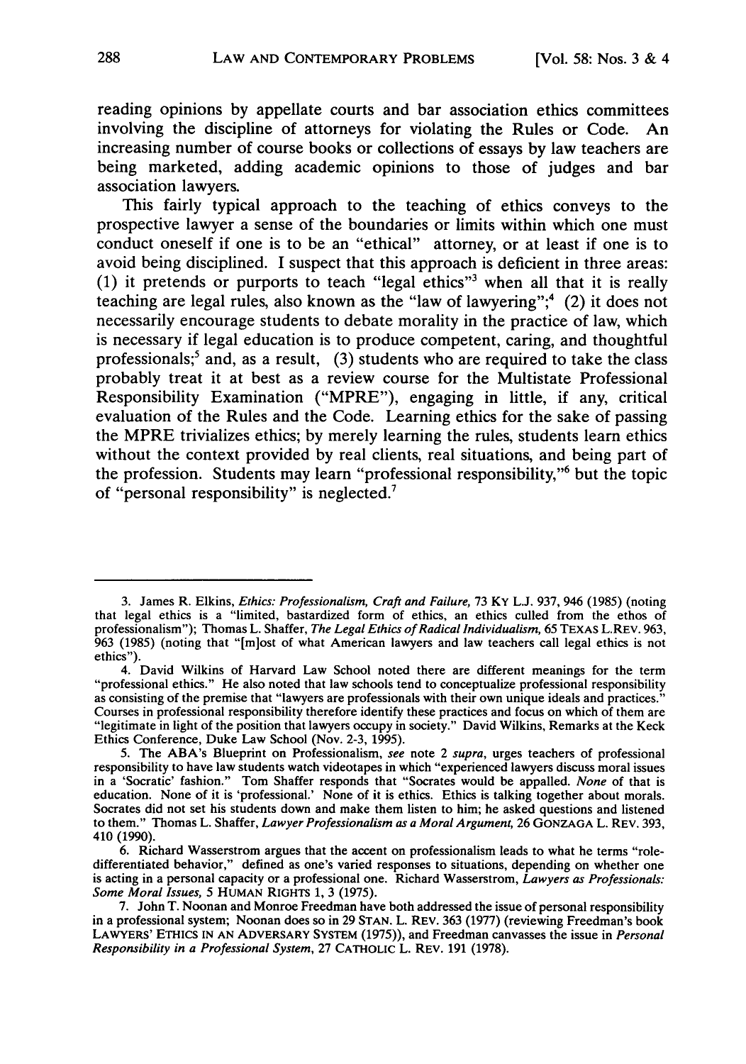reading opinions by appellate courts and bar association ethics committees involving the discipline of attorneys for violating the Rules or Code. An increasing number of course books or collections of essays by law teachers are being marketed, adding academic opinions to those of judges and bar association lawyers.

This fairly typical approach to the teaching of ethics conveys to the prospective lawyer a sense of the boundaries or limits within which one must conduct oneself if one is to be an "ethical" attorney, or at least if one is to avoid being disciplined. I suspect that this approach is deficient in three areas: (1) it pretends or purports to teach "legal ethics"[3] when all that it is really teaching are legal rules, also known as the "law of lawyering";[4] (2) it does not necessarily encourage students to debate morality in the practice of law, which is necessary if legal education is to produce competent, caring, and thoughtful professionals;[5] and, as a result, (3) students who are required to take the class probably treat it at best as a review course for the Multistate Professional Responsibility Examination ("MPRE"), engaging in little, if any, critical evaluation of the Rules and the Code. Learning ethics for the sake of passing the MPRE trivializes ethics; by merely learning the rules, students learn ethics without the context provided by real clients, real situations, and being part of the profession. Students may learn "professional responsibility,"[6] but the topic of "personal responsibility" is neglected.[7]

---

3. James R. Elkins, *Ethics: Professionalism, Craft and Failure*, 73 KY L.J. 937, 946 (1985) (noting that legal ethics is a "limited, bastardized form of ethics, an ethics culled from the ethos of professionalism"); Thomas L. Shaffer, *The Legal Ethics of Radical Individualism*, 65 TEXAS L.REV. 963, 963 (1985) (noting that "[m]ost of what American lawyers and law teachers call legal ethics is not ethics").

4. David Wilkins of Harvard Law School noted there are different meanings for the term "professional ethics." He also noted that law schools tend to conceptualize professional responsibility as consisting of the premise that "lawyers are professionals with their own unique ideals and practices." Courses in professional responsibility therefore identify these practices and focus on which of them are "legitimate in light of the position that lawyers occupy in society." David Wilkins, Remarks at the Keck Ethics Conference, Duke Law School (Nov. 2-3, 1995).

5. The ABA's Blueprint on Professionalism, *see* note 2 *supra*, urges teachers of professional responsibility to have law students watch videotapes in which "experienced lawyers discuss moral issues in a 'Socratic' fashion." Tom Shaffer responds that "Socrates would be appalled. *None* of that is education. None of it is 'professional.' None of it is ethics. Ethics is talking together about morals. Socrates did not set his students down and make them listen to him; he asked questions and listened to them." Thomas L. Shaffer, *Lawyer Professionalism as a Moral Argument*, 26 GONZAGA L. REV. 393, 410 (1990).

6. Richard Wasserstrom argues that the accent on professionalism leads to what he terms "role-differentiated behavior," defined as one's varied responses to situations, depending on whether one is acting in a personal capacity or a professional one. Richard Wasserstrom, *Lawyers as Professionals: Some Moral Issues*, 5 HUMAN RIGHTS 1, 3 (1975).

7. John T. Noonan and Monroe Freedman have both addressed the issue of personal responsibility in a professional system; Noonan does so in 29 STAN. L. REV. 363 (1977) (reviewing Freedman's book LAWYERS' ETHICS IN AN ADVERSARY SYSTEM (1975)), and Freedman canvasses the issue in *Personal Responsibility in a Professional System*, 27 CATHOLIC L. REV. 191 (1978).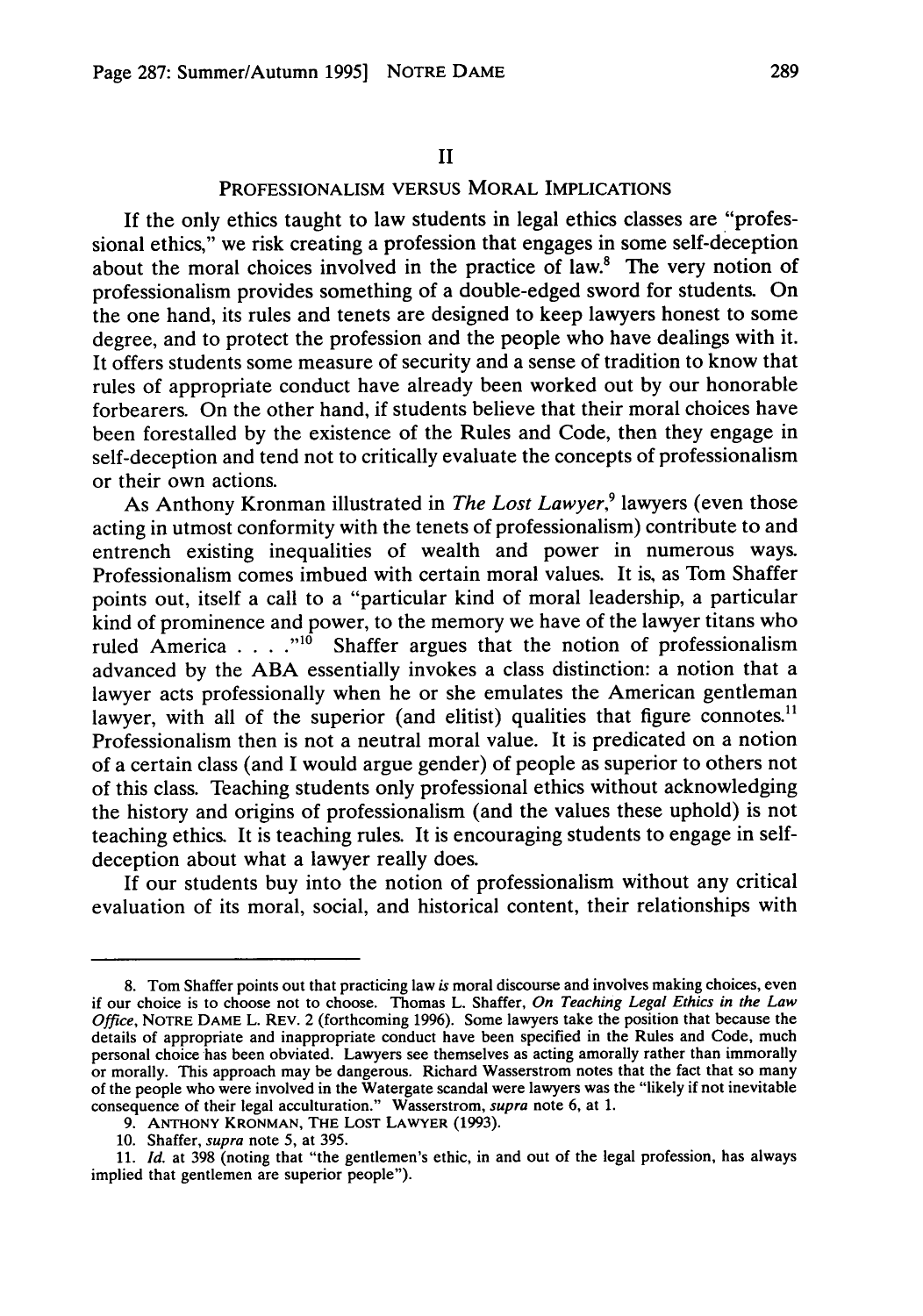## II

## PROFESSIONALISM VERSUS MORAL IMPLICATIONS

If the only ethics taught to law students in legal ethics classes are "professional ethics," we risk creating a profession that engages in some self-deception about the moral choices involved in the practice of law.[8] The very notion of professionalism provides something of a double-edged sword for students. On the one hand, its rules and tenets are designed to keep lawyers honest to some degree, and to protect the profession and the people who have dealings with it. It offers students some measure of security and a sense of tradition to know that rules of appropriate conduct have already been worked out by our honorable forbearers. On the other hand, if students believe that their moral choices have been forestalled by the existence of the Rules and Code, then they engage in self-deception and tend not to critically evaluate the concepts of professionalism or their own actions.

As Anthony Kronman illustrated in *The Lost Lawyer*,[9] lawyers (even those acting in utmost conformity with the tenets of professionalism) contribute to and entrench existing inequalities of wealth and power in numerous ways. Professionalism comes imbued with certain moral values. It is, as Tom Shaffer points out, itself a call to a "particular kind of moral leadership, a particular kind of prominence and power, to the memory we have of the lawyer titans who ruled America . . . ."[10] Shaffer argues that the notion of professionalism advanced by the ABA essentially invokes a class distinction: a notion that a lawyer acts professionally when he or she emulates the American gentleman lawyer, with all of the superior (and elitist) qualities that figure connotes.[11] Professionalism then is not a neutral moral value. It is predicated on a notion of a certain class (and I would argue gender) of people as superior to others not of this class. Teaching students only professional ethics without acknowledging the history and origins of professionalism (and the values these uphold) is not teaching ethics. It is teaching rules. It is encouraging students to engage in self-deception about what a lawyer really does.

If our students buy into the notion of professionalism without any critical evaluation of its moral, social, and historical content, their relationships with

---

8. Tom Shaffer points out that practicing law *is* moral discourse and involves making choices, even if our choice is to choose not to choose. Thomas L. Shaffer, *On Teaching Legal Ethics in the Law Office*, NOTRE DAME L. REV. 2 (forthcoming 1996). Some lawyers take the position that because the details of appropriate and inappropriate conduct have been specified in the Rules and Code, much personal choice has been obviated. Lawyers see themselves as acting amorally rather than immorally or morally. This approach may be dangerous. Richard Wasserstrom notes that the fact that so many of the people who were involved in the Watergate scandal were lawyers was the "likely if not inevitable consequence of their legal acculturation." Wasserstrom, *supra* note 6, at 1.

9. ANTHONY KRONMAN, THE LOST LAWYER (1993).

10. Shaffer, *supra* note 5, at 395.

11. *Id.* at 398 (noting that "the gentlemen's ethic, in and out of the legal profession, has always implied that gentlemen are superior people").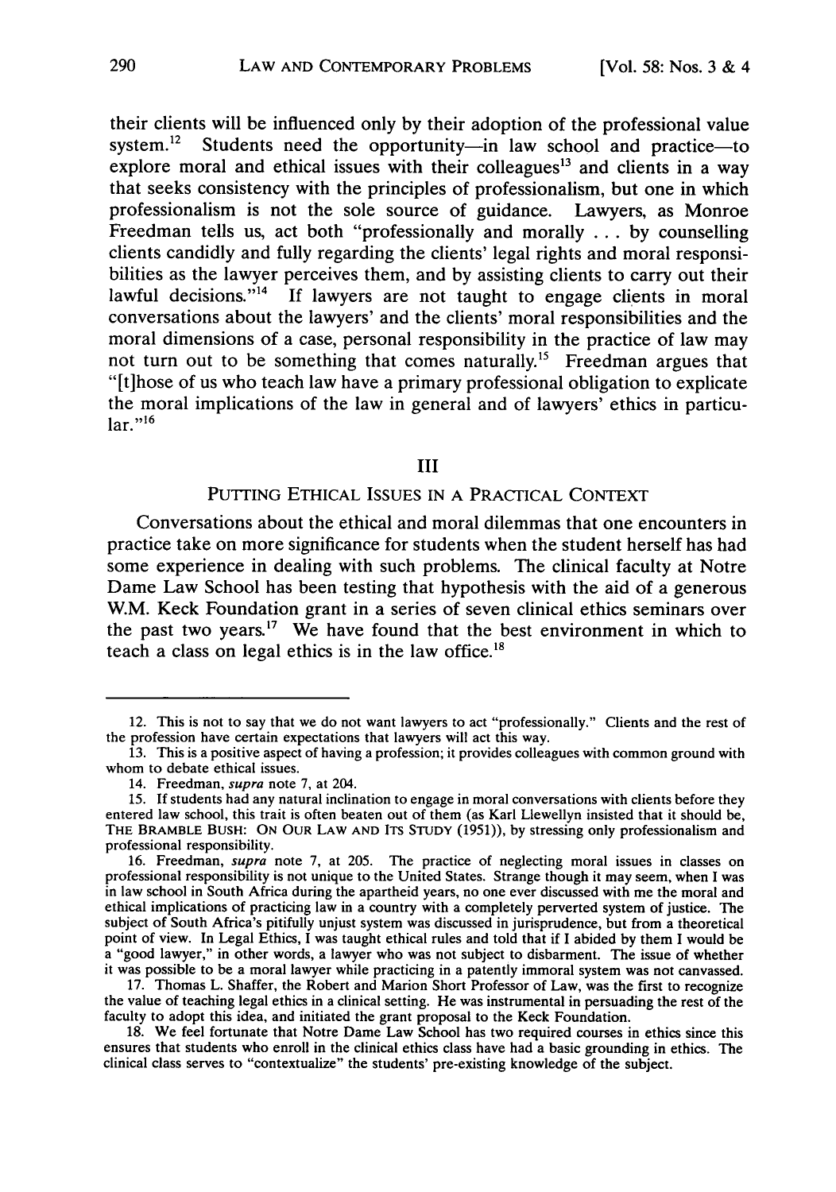their clients will be influenced only by their adoption of the professional value system.[12] Students need the opportunity—in law school and practice—to explore moral and ethical issues with their colleagues[13] and clients in a way that seeks consistency with the principles of professionalism, but one in which professionalism is not the sole source of guidance. Lawyers, as Monroe Freedman tells us, act both "professionally and morally . . . by counselling clients candidly and fully regarding the clients' legal rights and moral responsibilities as the lawyer perceives them, and by assisting clients to carry out their lawful decisions."[14] If lawyers are not taught to engage clients in moral conversations about the lawyers' and the clients' moral responsibilities and the moral dimensions of a case, personal responsibility in the practice of law may not turn out to be something that comes naturally.[15] Freedman argues that "[t]hose of us who teach law have a primary professional obligation to explicate the moral implications of the law in general and of lawyers' ethics in particular."[16]

## III

## PUTTING ETHICAL ISSUES IN A PRACTICAL CONTEXT

Conversations about the ethical and moral dilemmas that one encounters in practice take on more significance for students when the student herself has had some experience in dealing with such problems. The clinical faculty at Notre Dame Law School has been testing that hypothesis with the aid of a generous W.M. Keck Foundation grant in a series of seven clinical ethics seminars over the past two years.[17] We have found that the best environment in which to teach a class on legal ethics is in the law office.[18]

---

12. This is not to say that we do not want lawyers to act "professionally." Clients and the rest of the profession have certain expectations that lawyers will act this way.

13. This is a positive aspect of having a profession; it provides colleagues with common ground with whom to debate ethical issues.

14. Freedman, *supra* note 7, at 204.

15. If students had any natural inclination to engage in moral conversations with clients before they entered law school, this trait is often beaten out of them (as Karl Llewellyn insisted that it should be, THE BRAMBLE BUSH: ON OUR LAW AND ITS STUDY (1951)), by stressing only professionalism and professional responsibility.

16. Freedman, *supra* note 7, at 205. The practice of neglecting moral issues in classes on professional responsibility is not unique to the United States. Strange though it may seem, when I was in law school in South Africa during the apartheid years, no one ever discussed with me the moral and ethical implications of practicing law in a country with a completely perverted system of justice. The subject of South Africa's pitifully unjust system was discussed in jurisprudence, but from a theoretical point of view. In Legal Ethics, I was taught ethical rules and told that if I abided by them I would be a "good lawyer," in other words, a lawyer who was not subject to disbarment. The issue of whether it was possible to be a moral lawyer while practicing in a patently immoral system was not canvassed.

17. Thomas L. Shaffer, the Robert and Marion Short Professor of Law, was the first to recognize the value of teaching legal ethics in a clinical setting. He was instrumental in persuading the rest of the faculty to adopt this idea, and initiated the grant proposal to the Keck Foundation.

18. We feel fortunate that Notre Dame Law School has two required courses in ethics since this ensures that students who enroll in the clinical ethics class have had a basic grounding in ethics. The clinical class serves to "contextualize" the students' pre-existing knowledge of the subject.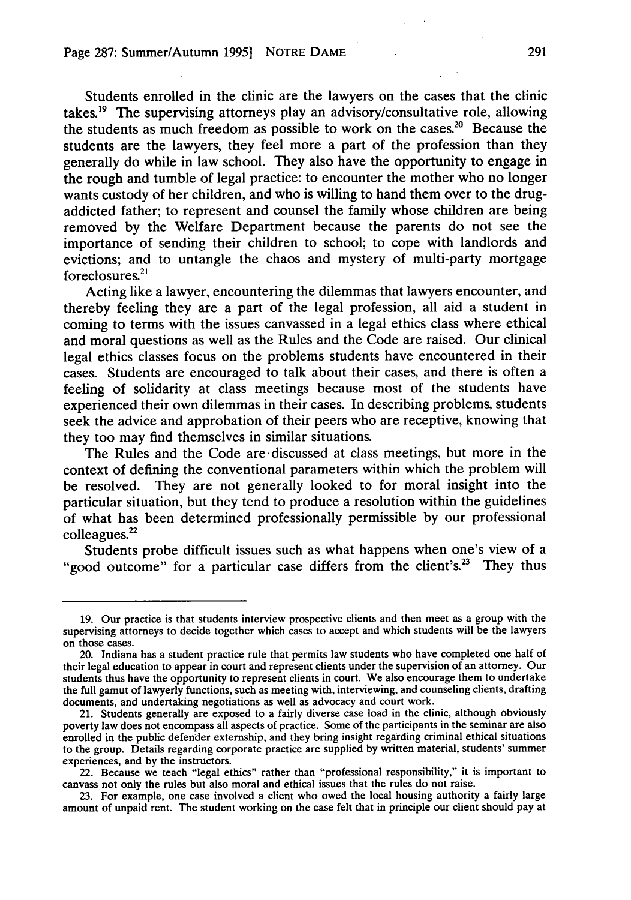Students enrolled in the clinic are the lawyers on the cases that the clinic takes.[19] The supervising attorneys play an advisory/consultative role, allowing the students as much freedom as possible to work on the cases.[20] Because the students are the lawyers, they feel more a part of the profession than they generally do while in law school. They also have the opportunity to engage in the rough and tumble of legal practice: to encounter the mother who no longer wants custody of her children, and who is willing to hand them over to the drug-addicted father; to represent and counsel the family whose children are being removed by the Welfare Department because the parents do not see the importance of sending their children to school; to cope with landlords and evictions; and to untangle the chaos and mystery of multi-party mortgage foreclosures.[21]

Acting like a lawyer, encountering the dilemmas that lawyers encounter, and thereby feeling they are a part of the legal profession, all aid a student in coming to terms with the issues canvassed in a legal ethics class where ethical and moral questions as well as the Rules and the Code are raised. Our clinical legal ethics classes focus on the problems students have encountered in their cases. Students are encouraged to talk about their cases, and there is often a feeling of solidarity at class meetings because most of the students have experienced their own dilemmas in their cases. In describing problems, students seek the advice and approbation of their peers who are receptive, knowing that they too may find themselves in similar situations.

The Rules and the Code are discussed at class meetings, but more in the context of defining the conventional parameters within which the problem will be resolved. They are not generally looked to for moral insight into the particular situation, but they tend to produce a resolution within the guidelines of what has been determined professionally permissible by our professional colleagues.[22]

Students probe difficult issues such as what happens when one's view of a "good outcome" for a particular case differs from the client's.[23] They thus

---

19. Our practice is that students interview prospective clients and then meet as a group with the supervising attorneys to decide together which cases to accept and which students will be the lawyers on those cases.

20. Indiana has a student practice rule that permits law students who have completed one half of their legal education to appear in court and represent clients under the supervision of an attorney. Our students thus have the opportunity to represent clients in court. We also encourage them to undertake the full gamut of lawyerly functions, such as meeting with, interviewing, and counseling clients, drafting documents, and undertaking negotiations as well as advocacy and court work.

21. Students generally are exposed to a fairly diverse case load in the clinic, although obviously poverty law does not encompass all aspects of practice. Some of the participants in the seminar are also enrolled in the public defender externship, and they bring insight regarding criminal ethical situations to the group. Details regarding corporate practice are supplied by written material, students' summer experiences, and by the instructors.

22. Because we teach "legal ethics" rather than "professional responsibility," it is important to canvass not only the rules but also moral and ethical issues that the rules do not raise.

23. For example, one case involved a client who owed the local housing authority a fairly large amount of unpaid rent. The student working on the case felt that in principle our client should pay at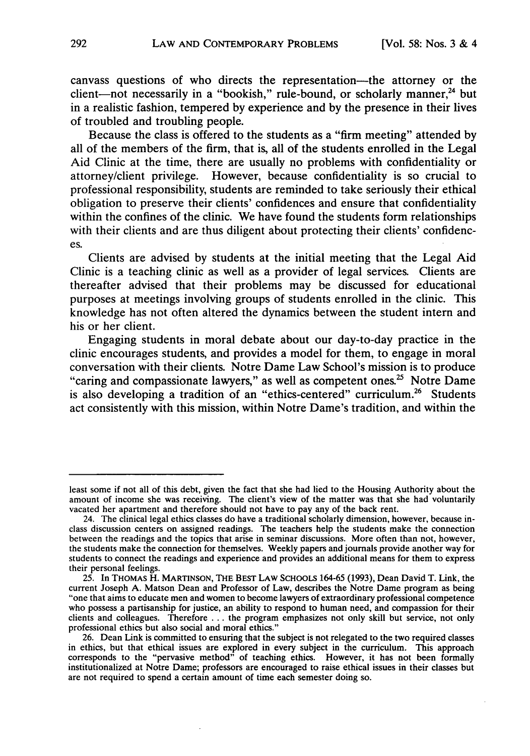canvass questions of who directs the representation—the attorney or the client—not necessarily in a "bookish," rule-bound, or scholarly manner,[24] but in a realistic fashion, tempered by experience and by the presence in their lives of troubled and troubling people.

Because the class is offered to the students as a "firm meeting" attended by all of the members of the firm, that is, all of the students enrolled in the Legal Aid Clinic at the time, there are usually no problems with confidentiality or attorney/client privilege. However, because confidentiality is so crucial to professional responsibility, students are reminded to take seriously their ethical obligation to preserve their clients' confidences and ensure that confidentiality within the confines of the clinic. We have found the students form relationships with their clients and are thus diligent about protecting their clients' confidences.

Clients are advised by students at the initial meeting that the Legal Aid Clinic is a teaching clinic as well as a provider of legal services. Clients are thereafter advised that their problems may be discussed for educational purposes at meetings involving groups of students enrolled in the clinic. This knowledge has not often altered the dynamics between the student intern and his or her client.

Engaging students in moral debate about our day-to-day practice in the clinic encourages students, and provides a model for them, to engage in moral conversation with their clients. Notre Dame Law School's mission is to produce "caring and compassionate lawyers," as well as competent ones.[25] Notre Dame is also developing a tradition of an "ethics-centered" curriculum.[26] Students act consistently with this mission, within Notre Dame's tradition, and within the

---

least some if not all of this debt, given the fact that she had lied to the Housing Authority about the amount of income she was receiving. The client's view of the matter was that she had voluntarily vacated her apartment and therefore should not have to pay any of the back rent.

24. The clinical legal ethics classes do have a traditional scholarly dimension, however, because in-class discussion centers on assigned readings. The teachers help the students make the connection between the readings and the topics that arise in seminar discussions. More often than not, however, the students make the connection for themselves. Weekly papers and journals provide another way for students to connect the readings and experience and provides an additional means for them to express their personal feelings.

25. In THOMAS H. MARTINSON, THE BEST LAW SCHOOLS 164-65 (1993), Dean David T. Link, the current Joseph A. Matson Dean and Professor of Law, describes the Notre Dame program as being "one that aims to educate men and women to become lawyers of extraordinary professional competence who possess a partisanship for justice, an ability to respond to human need, and compassion for their clients and colleagues. Therefore . . . the program emphasizes not only skill but service, not only professional ethics but also social and moral ethics."

26. Dean Link is committed to ensuring that the subject is not relegated to the two required classes in ethics, but that ethical issues are explored in every subject in the curriculum. This approach corresponds to the "pervasive method" of teaching ethics. However, it has not been formally institutionalized at Notre Dame; professors are encouraged to raise ethical issues in their classes but are not required to spend a certain amount of time each semester doing so.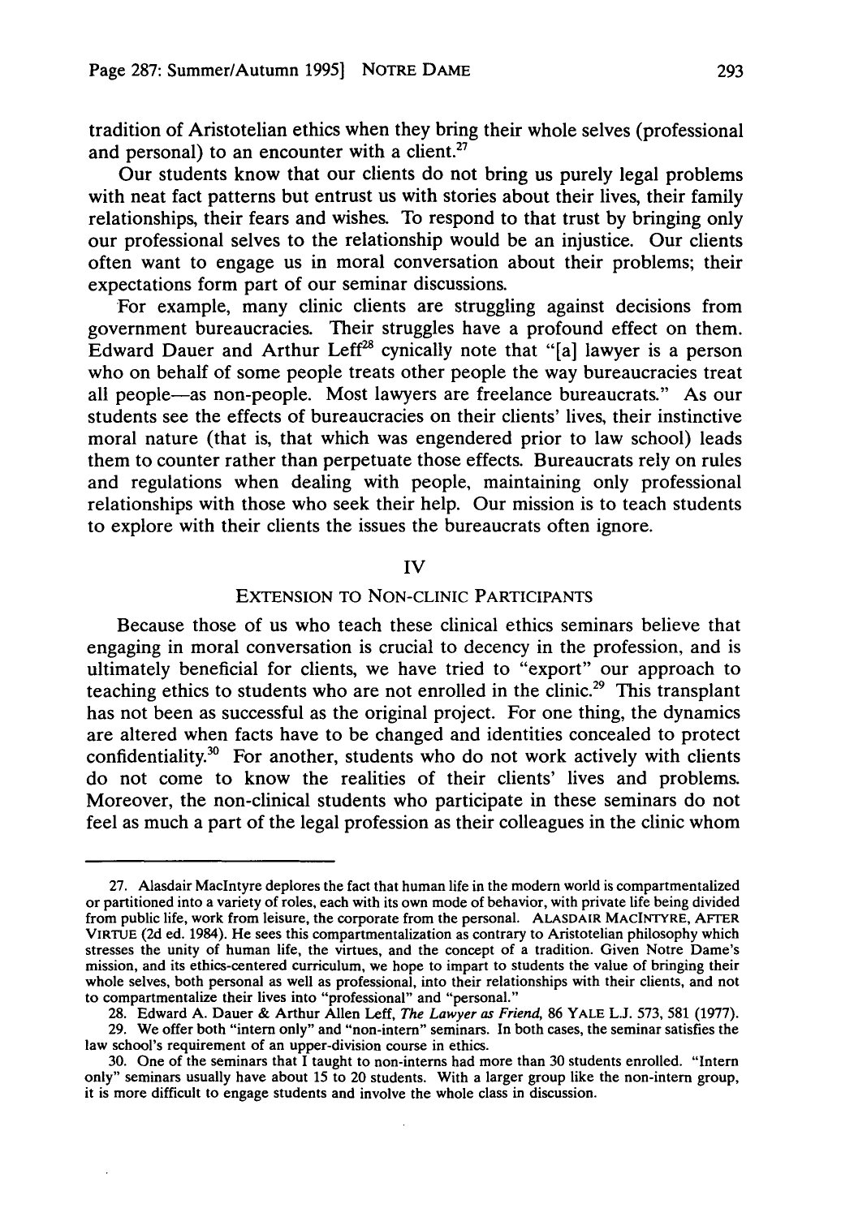tradition of Aristotelian ethics when they bring their whole selves (professional and personal) to an encounter with a client.[27]

Our students know that our clients do not bring us purely legal problems with neat fact patterns but entrust us with stories about their lives, their family relationships, their fears and wishes. To respond to that trust by bringing only our professional selves to the relationship would be an injustice. Our clients often want to engage us in moral conversation about their problems; their expectations form part of our seminar discussions.

For example, many clinic clients are struggling against decisions from government bureaucracies. Their struggles have a profound effect on them. Edward Dauer and Arthur Leff[28] cynically note that "[a] lawyer is a person who on behalf of some people treats other people the way bureaucracies treat all people—as non-people. Most lawyers are freelance bureaucrats." As our students see the effects of bureaucracies on their clients' lives, their instinctive moral nature (that is, that which was engendered prior to law school) leads them to counter rather than perpetuate those effects. Bureaucrats rely on rules and regulations when dealing with people, maintaining only professional relationships with those who seek their help. Our mission is to teach students to explore with their clients the issues the bureaucrats often ignore.

## IV

### Extension to Non-clinic Participants

Because those of us who teach these clinical ethics seminars believe that engaging in moral conversation is crucial to decency in the profession, and is ultimately beneficial for clients, we have tried to "export" our approach to teaching ethics to students who are not enrolled in the clinic.[29] This transplant has not been as successful as the original project. For one thing, the dynamics are altered when facts have to be changed and identities concealed to protect confidentiality.[30] For another, students who do not work actively with clients do not come to know the realities of their clients' lives and problems. Moreover, the non-clinical students who participate in these seminars do not feel as much a part of the legal profession as their colleagues in the clinic whom

---

27. Alasdair MacIntyre deplores the fact that human life in the modern world is compartmentalized or partitioned into a variety of roles, each with its own mode of behavior, with private life being divided from public life, work from leisure, the corporate from the personal. ALASDAIR MACINTYRE, AFTER VIRTUE (2d ed. 1984). He sees this compartmentalization as contrary to Aristotelian philosophy which stresses the unity of human life, the virtues, and the concept of a tradition. Given Notre Dame's mission, and its ethics-centered curriculum, we hope to impart to students the value of bringing their whole selves, both personal as well as professional, into their relationships with their clients, and not to compartmentalize their lives into "professional" and "personal."

28. Edward A. Dauer & Arthur Allen Leff, *The Lawyer as Friend*, 86 YALE L.J. 573, 581 (1977).

29. We offer both "intern only" and "non-intern" seminars. In both cases, the seminar satisfies the law school's requirement of an upper-division course in ethics.

30. One of the seminars that I taught to non-interns had more than 30 students enrolled. "Intern only" seminars usually have about 15 to 20 students. With a larger group like the non-intern group, it is more difficult to engage students and involve the whole class in discussion.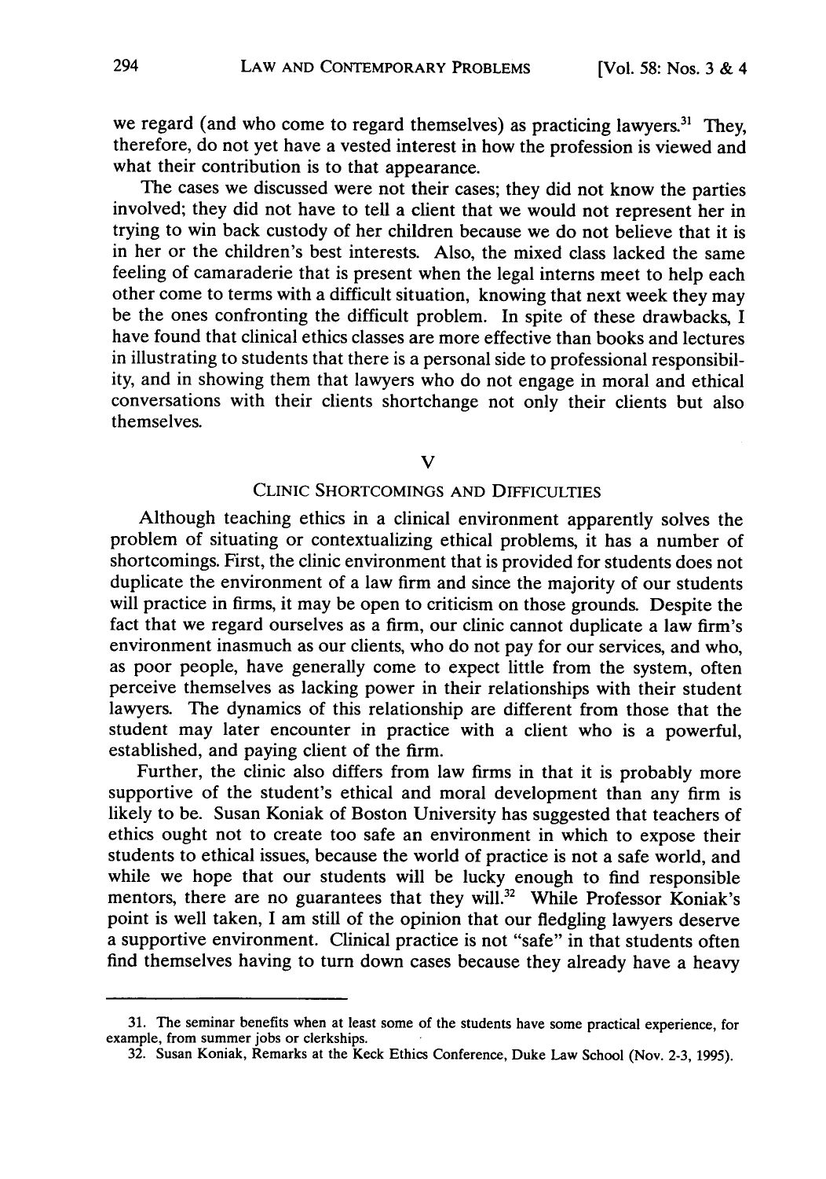we regard (and who come to regard themselves) as practicing lawyers.[31] They, therefore, do not yet have a vested interest in how the profession is viewed and what their contribution is to that appearance.

The cases we discussed were not their cases; they did not know the parties involved; they did not have to tell a client that we would not represent her in trying to win back custody of her children because we do not believe that it is in her or the children's best interests. Also, the mixed class lacked the same feeling of camaraderie that is present when the legal interns meet to help each other come to terms with a difficult situation, knowing that next week they may be the ones confronting the difficult problem. In spite of these drawbacks, I have found that clinical ethics classes are more effective than books and lectures in illustrating to students that there is a personal side to professional responsibility, and in showing them that lawyers who do not engage in moral and ethical conversations with their clients shortchange not only their clients but also themselves.

## V

## CLINIC SHORTCOMINGS AND DIFFICULTIES

Although teaching ethics in a clinical environment apparently solves the problem of situating or contextualizing ethical problems, it has a number of shortcomings. First, the clinic environment that is provided for students does not duplicate the environment of a law firm and since the majority of our students will practice in firms, it may be open to criticism on those grounds. Despite the fact that we regard ourselves as a firm, our clinic cannot duplicate a law firm's environment inasmuch as our clients, who do not pay for our services, and who, as poor people, have generally come to expect little from the system, often perceive themselves as lacking power in their relationships with their student lawyers. The dynamics of this relationship are different from those that the student may later encounter in practice with a client who is a powerful, established, and paying client of the firm.

Further, the clinic also differs from law firms in that it is probably more supportive of the student's ethical and moral development than any firm is likely to be. Susan Koniak of Boston University has suggested that teachers of ethics ought not to create too safe an environment in which to expose their students to ethical issues, because the world of practice is not a safe world, and while we hope that our students will be lucky enough to find responsible mentors, there are no guarantees that they will.[32] While Professor Koniak's point is well taken, I am still of the opinion that our fledgling lawyers deserve a supportive environment. Clinical practice is not "safe" in that students often find themselves having to turn down cases because they already have a heavy

---

31. The seminar benefits when at least some of the students have some practical experience, for example, from summer jobs or clerkships.

32. Susan Koniak, Remarks at the Keck Ethics Conference, Duke Law School (Nov. 2-3, 1995).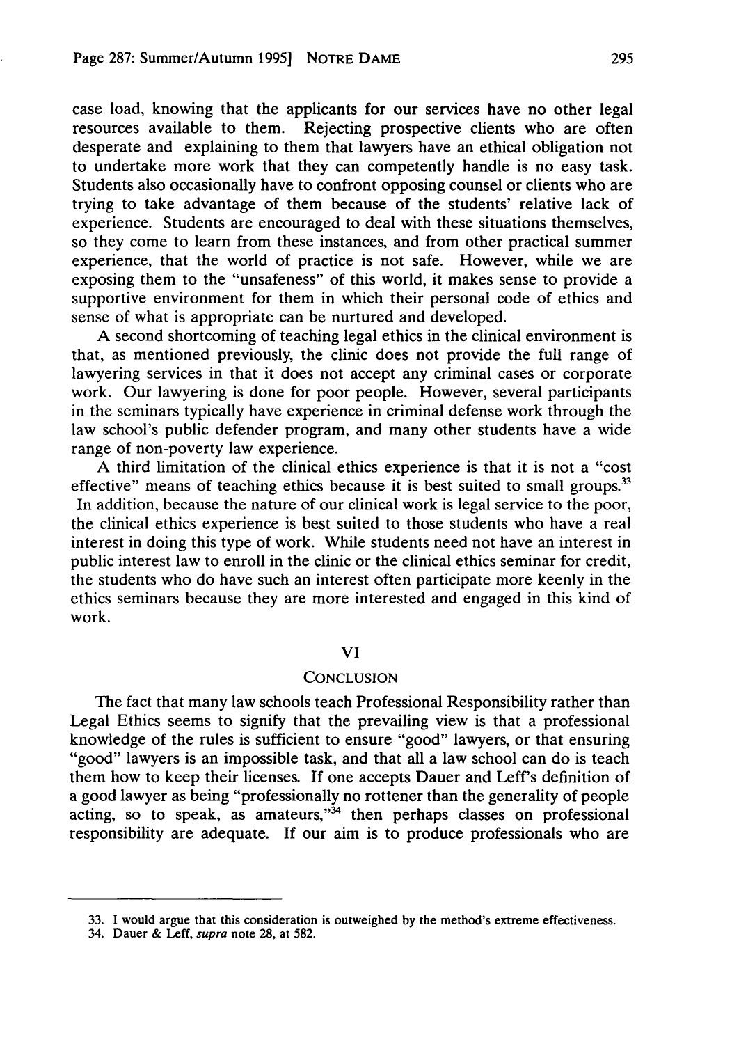case load, knowing that the applicants for our services have no other legal resources available to them. Rejecting prospective clients who are often desperate and explaining to them that lawyers have an ethical obligation not to undertake more work that they can competently handle is no easy task. Students also occasionally have to confront opposing counsel or clients who are trying to take advantage of them because of the students' relative lack of experience. Students are encouraged to deal with these situations themselves, so they come to learn from these instances, and from other practical summer experience, that the world of practice is not safe. However, while we are exposing them to the "unsafeness" of this world, it makes sense to provide a supportive environment for them in which their personal code of ethics and sense of what is appropriate can be nurtured and developed.

A second shortcoming of teaching legal ethics in the clinical environment is that, as mentioned previously, the clinic does not provide the full range of lawyering services in that it does not accept any criminal cases or corporate work. Our lawyering is done for poor people. However, several participants in the seminars typically have experience in criminal defense work through the law school's public defender program, and many other students have a wide range of non-poverty law experience.

A third limitation of the clinical ethics experience is that it is not a "cost effective" means of teaching ethics because it is best suited to small groups.[33] In addition, because the nature of our clinical work is legal service to the poor, the clinical ethics experience is best suited to those students who have a real interest in doing this type of work. While students need not have an interest in public interest law to enroll in the clinic or the clinical ethics seminar for credit, the students who do have such an interest often participate more keenly in the ethics seminars because they are more interested and engaged in this kind of work.

## VI

## CONCLUSION

The fact that many law schools teach Professional Responsibility rather than Legal Ethics seems to signify that the prevailing view is that a professional knowledge of the rules is sufficient to ensure "good" lawyers, or that ensuring "good" lawyers is an impossible task, and that all a law school can do is teach them how to keep their licenses. If one accepts Dauer and Leff's definition of a good lawyer as being "professionally no rottener than the generality of people acting, so to speak, as amateurs,"[34] then perhaps classes on professional responsibility are adequate. If our aim is to produce professionals who are

---

33. I would argue that this consideration is outweighed by the method's extreme effectiveness.

34. Dauer & Leff, *supra* note 28, at 582.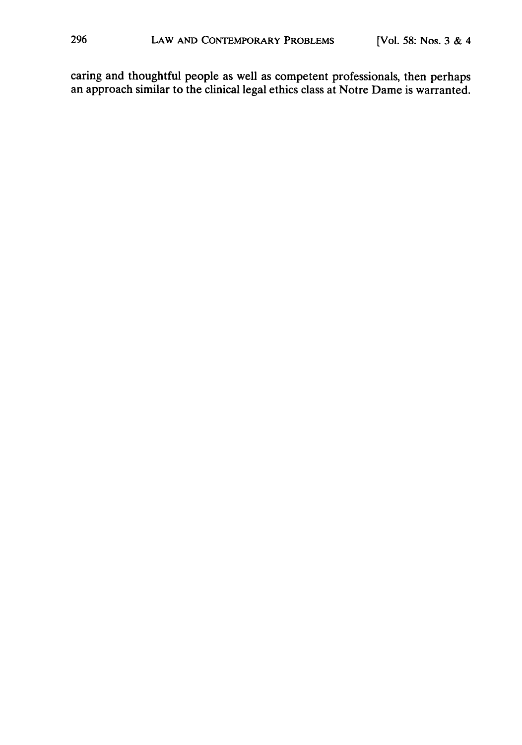caring and thoughtful people as well as competent professionals, then perhaps an approach similar to the clinical legal ethics class at Notre Dame is warranted.